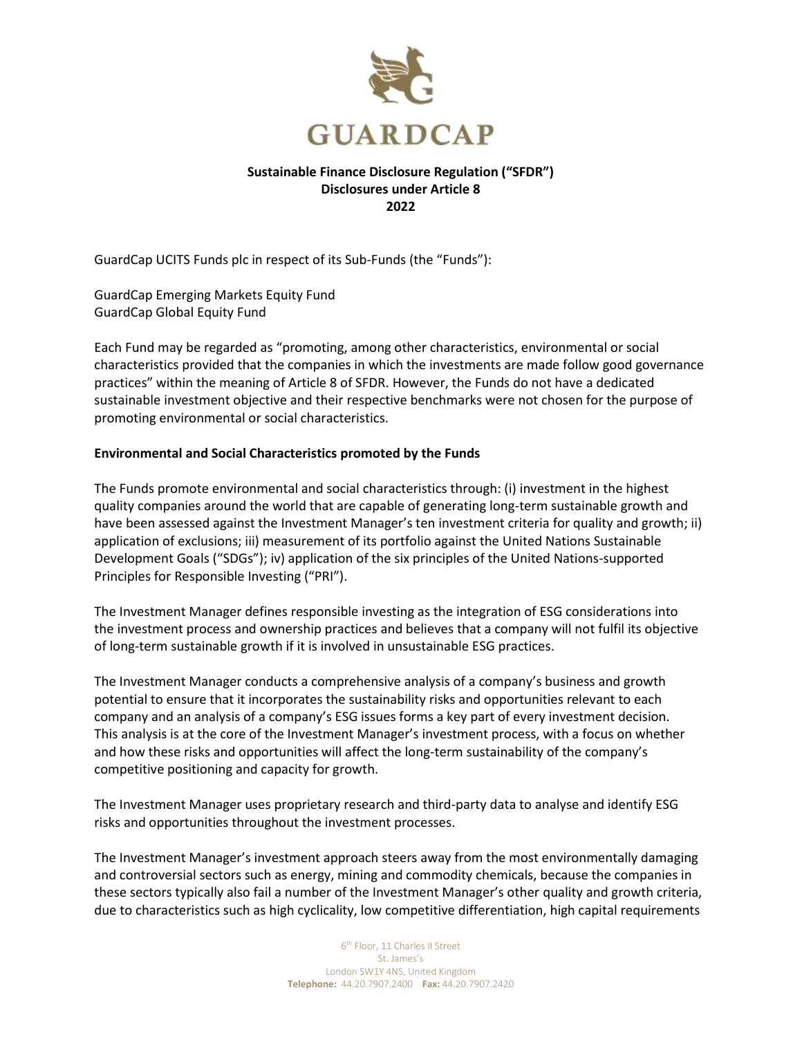# GUARDCAP

**Sustainable Finance Disclosure Regulation ("SFDR")**
**Disclosures under Article 8**
**2022**

GuardCap UCITS Funds plc in respect of its Sub-Funds (the "Funds"):

GuardCap Emerging Markets Equity Fund
GuardCap Global Equity Fund

Each Fund may be regarded as "promoting, among other characteristics, environmental or social characteristics provided that the companies in which the investments are made follow good governance practices" within the meaning of Article 8 of SFDR. However, the Funds do not have a dedicated sustainable investment objective and their respective benchmarks were not chosen for the purpose of promoting environmental or social characteristics.

## Environmental and Social Characteristics promoted by the Funds

The Funds promote environmental and social characteristics through: (i) investment in the highest quality companies around the world that are capable of generating long-term sustainable growth and have been assessed against the Investment Manager's ten investment criteria for quality and growth; ii) application of exclusions; iii) measurement of its portfolio against the United Nations Sustainable Development Goals ("SDGs"); iv) application of the six principles of the United Nations-supported Principles for Responsible Investing ("PRI").

The Investment Manager defines responsible investing as the integration of ESG considerations into the investment process and ownership practices and believes that a company will not fulfil its objective of long-term sustainable growth if it is involved in unsustainable ESG practices.

The Investment Manager conducts a comprehensive analysis of a company's business and growth potential to ensure that it incorporates the sustainability risks and opportunities relevant to each company and an analysis of a company's ESG issues forms a key part of every investment decision. This analysis is at the core of the Investment Manager's investment process, with a focus on whether and how these risks and opportunities will affect the long-term sustainability of the company's competitive positioning and capacity for growth.

The Investment Manager uses proprietary research and third-party data to analyse and identify ESG risks and opportunities throughout the investment processes.

The Investment Manager's investment approach steers away from the most environmentally damaging and controversial sectors such as energy, mining and commodity chemicals, because the companies in these sectors typically also fail a number of the Investment Manager's other quality and growth criteria, due to characteristics such as high cyclicality, low competitive differentiation, high capital requirements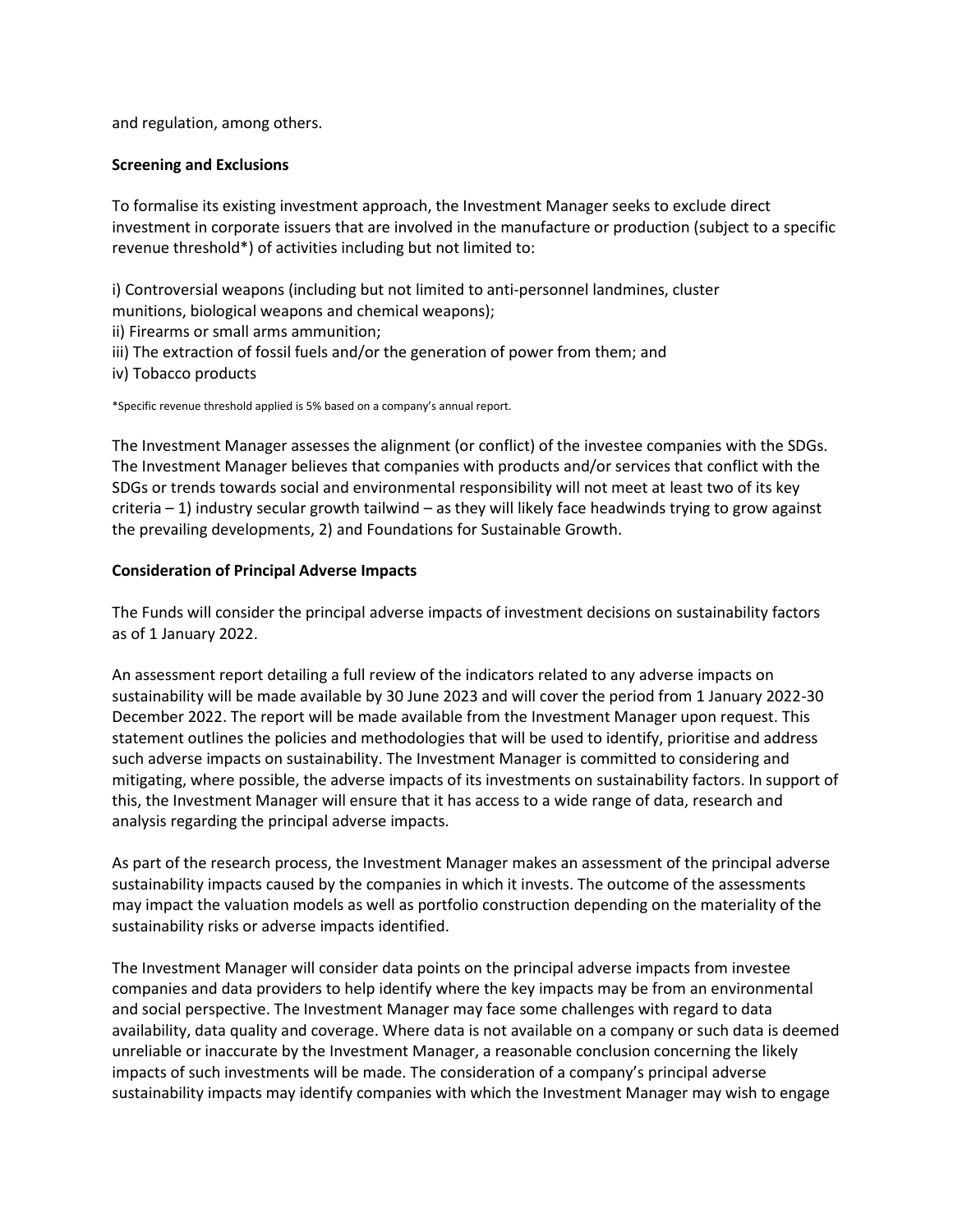and regulation, among others.

**Screening and Exclusions**

To formalise its existing investment approach, the Investment Manager seeks to exclude direct investment in corporate issuers that are involved in the manufacture or production (subject to a specific revenue threshold*) of activities including but not limited to:

i) Controversial weapons (including but not limited to anti-personnel landmines, cluster munitions, biological weapons and chemical weapons);
ii) Firearms or small arms ammunition;
iii) The extraction of fossil fuels and/or the generation of power from them; and
iv) Tobacco products

*Specific revenue threshold applied is 5% based on a company's annual report.

The Investment Manager assesses the alignment (or conflict) of the investee companies with the SDGs. The Investment Manager believes that companies with products and/or services that conflict with the SDGs or trends towards social and environmental responsibility will not meet at least two of its key criteria – 1) industry secular growth tailwind – as they will likely face headwinds trying to grow against the prevailing developments, 2) and Foundations for Sustainable Growth.

**Consideration of Principal Adverse Impacts**

The Funds will consider the principal adverse impacts of investment decisions on sustainability factors as of 1 January 2022.

An assessment report detailing a full review of the indicators related to any adverse impacts on sustainability will be made available by 30 June 2023 and will cover the period from 1 January 2022-30 December 2022. The report will be made available from the Investment Manager upon request. This statement outlines the policies and methodologies that will be used to identify, prioritise and address such adverse impacts on sustainability. The Investment Manager is committed to considering and mitigating, where possible, the adverse impacts of its investments on sustainability factors. In support of this, the Investment Manager will ensure that it has access to a wide range of data, research and analysis regarding the principal adverse impacts.

As part of the research process, the Investment Manager makes an assessment of the principal adverse sustainability impacts caused by the companies in which it invests. The outcome of the assessments may impact the valuation models as well as portfolio construction depending on the materiality of the sustainability risks or adverse impacts identified.

The Investment Manager will consider data points on the principal adverse impacts from investee companies and data providers to help identify where the key impacts may be from an environmental and social perspective. The Investment Manager may face some challenges with regard to data availability, data quality and coverage. Where data is not available on a company or such data is deemed unreliable or inaccurate by the Investment Manager, a reasonable conclusion concerning the likely impacts of such investments will be made. The consideration of a company's principal adverse sustainability impacts may identify companies with which the Investment Manager may wish to engage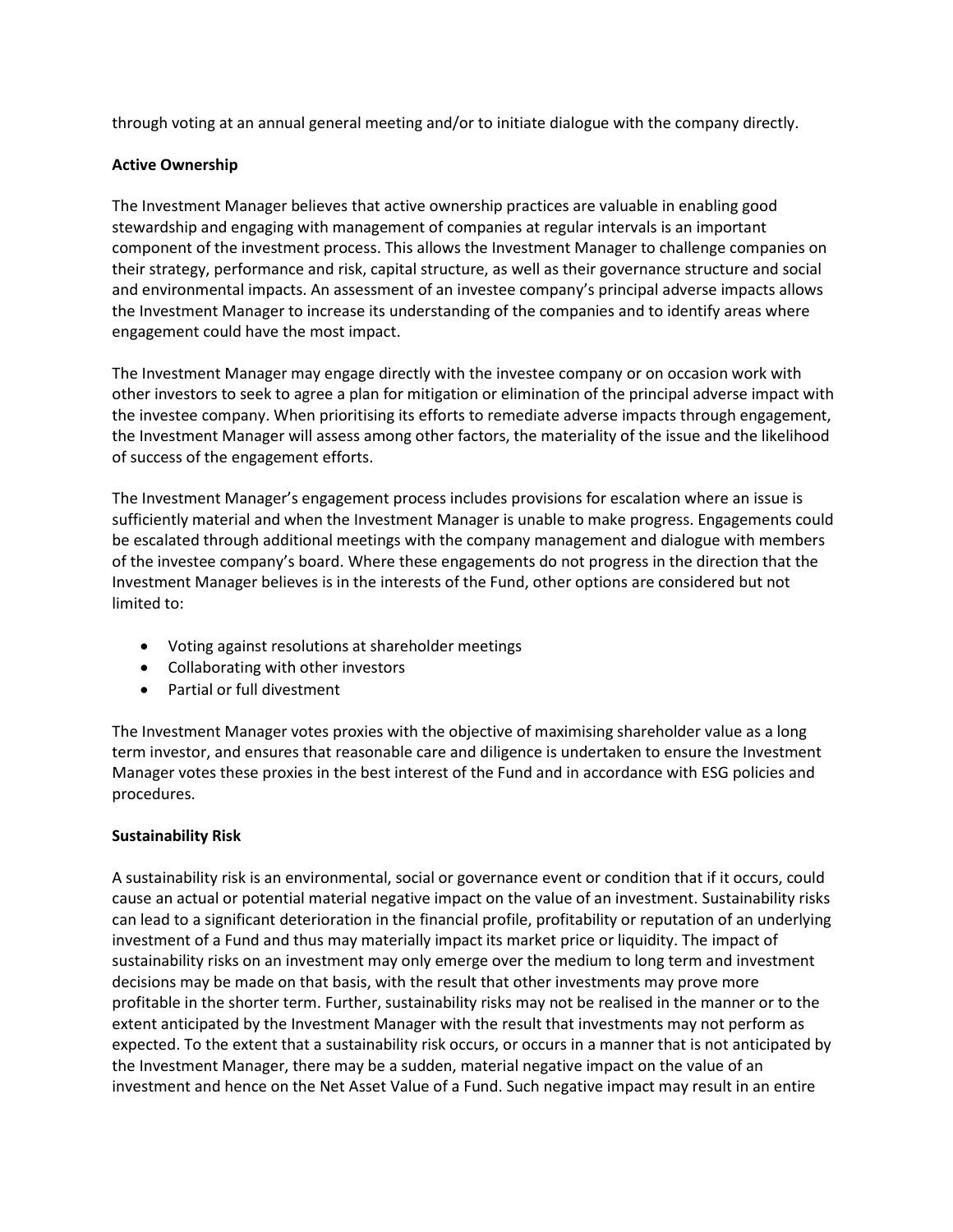through voting at an annual general meeting and/or to initiate dialogue with the company directly.

**Active Ownership**

The Investment Manager believes that active ownership practices are valuable in enabling good stewardship and engaging with management of companies at regular intervals is an important component of the investment process. This allows the Investment Manager to challenge companies on their strategy, performance and risk, capital structure, as well as their governance structure and social and environmental impacts. An assessment of an investee company's principal adverse impacts allows the Investment Manager to increase its understanding of the companies and to identify areas where engagement could have the most impact.

The Investment Manager may engage directly with the investee company or on occasion work with other investors to seek to agree a plan for mitigation or elimination of the principal adverse impact with the investee company. When prioritising its efforts to remediate adverse impacts through engagement, the Investment Manager will assess among other factors, the materiality of the issue and the likelihood of success of the engagement efforts.

The Investment Manager's engagement process includes provisions for escalation where an issue is sufficiently material and when the Investment Manager is unable to make progress. Engagements could be escalated through additional meetings with the company management and dialogue with members of the investee company's board. Where these engagements do not progress in the direction that the Investment Manager believes is in the interests of the Fund, other options are considered but not limited to:

- Voting against resolutions at shareholder meetings
- Collaborating with other investors
- Partial or full divestment

The Investment Manager votes proxies with the objective of maximising shareholder value as a long term investor, and ensures that reasonable care and diligence is undertaken to ensure the Investment Manager votes these proxies in the best interest of the Fund and in accordance with ESG policies and procedures.

**Sustainability Risk**

A sustainability risk is an environmental, social or governance event or condition that if it occurs, could cause an actual or potential material negative impact on the value of an investment. Sustainability risks can lead to a significant deterioration in the financial profile, profitability or reputation of an underlying investment of a Fund and thus may materially impact its market price or liquidity. The impact of sustainability risks on an investment may only emerge over the medium to long term and investment decisions may be made on that basis, with the result that other investments may prove more profitable in the shorter term. Further, sustainability risks may not be realised in the manner or to the extent anticipated by the Investment Manager with the result that investments may not perform as expected. To the extent that a sustainability risk occurs, or occurs in a manner that is not anticipated by the Investment Manager, there may be a sudden, material negative impact on the value of an investment and hence on the Net Asset Value of a Fund. Such negative impact may result in an entire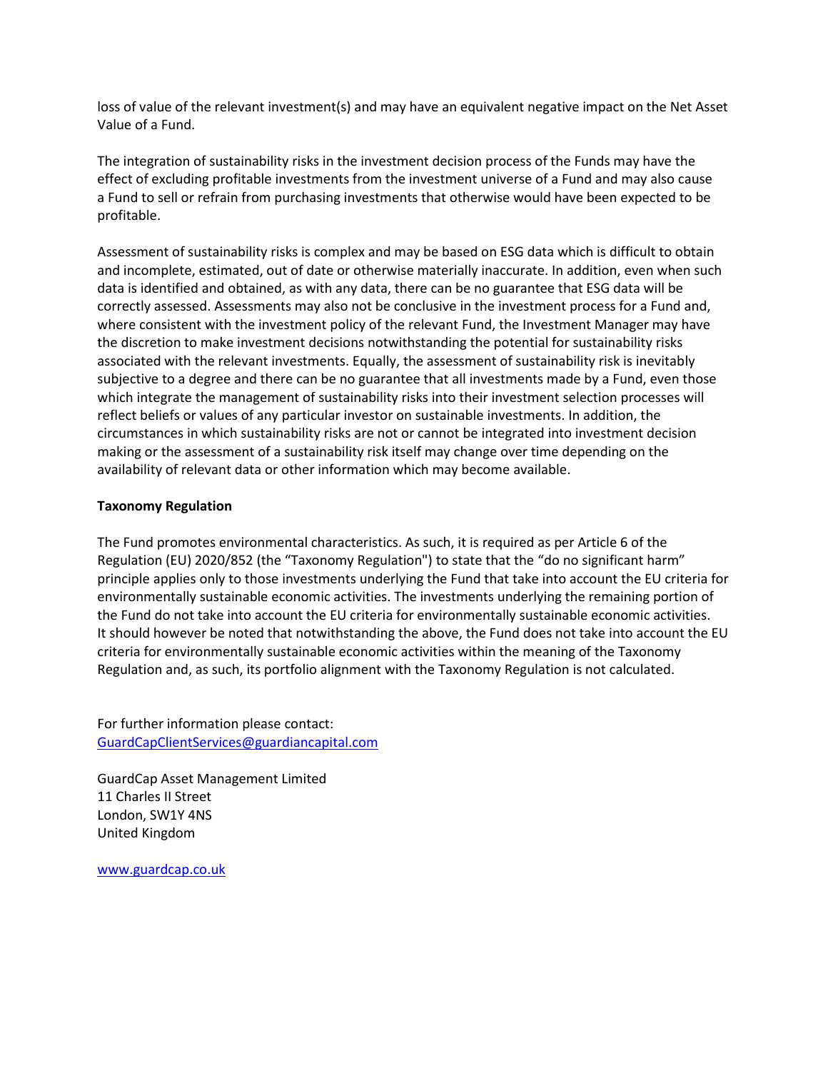loss of value of the relevant investment(s) and may have an equivalent negative impact on the Net Asset Value of a Fund.

The integration of sustainability risks in the investment decision process of the Funds may have the effect of excluding profitable investments from the investment universe of a Fund and may also cause a Fund to sell or refrain from purchasing investments that otherwise would have been expected to be profitable.

Assessment of sustainability risks is complex and may be based on ESG data which is difficult to obtain and incomplete, estimated, out of date or otherwise materially inaccurate. In addition, even when such data is identified and obtained, as with any data, there can be no guarantee that ESG data will be correctly assessed. Assessments may also not be conclusive in the investment process for a Fund and, where consistent with the investment policy of the relevant Fund, the Investment Manager may have the discretion to make investment decisions notwithstanding the potential for sustainability risks associated with the relevant investments. Equally, the assessment of sustainability risk is inevitably subjective to a degree and there can be no guarantee that all investments made by a Fund, even those which integrate the management of sustainability risks into their investment selection processes will reflect beliefs or values of any particular investor on sustainable investments. In addition, the circumstances in which sustainability risks are not or cannot be integrated into investment decision making or the assessment of a sustainability risk itself may change over time depending on the availability of relevant data or other information which may become available.

**Taxonomy Regulation**

The Fund promotes environmental characteristics. As such, it is required as per Article 6 of the Regulation (EU) 2020/852 (the "Taxonomy Regulation") to state that the "do no significant harm" principle applies only to those investments underlying the Fund that take into account the EU criteria for environmentally sustainable economic activities. The investments underlying the remaining portion of the Fund do not take into account the EU criteria for environmentally sustainable economic activities. It should however be noted that notwithstanding the above, the Fund does not take into account the EU criteria for environmentally sustainable economic activities within the meaning of the Taxonomy Regulation and, as such, its portfolio alignment with the Taxonomy Regulation is not calculated.

For further information please contact:
GuardCapClientServices@guardiancapital.com

GuardCap Asset Management Limited
11 Charles II Street
London, SW1Y 4NS
United Kingdom

www.guardcap.co.uk